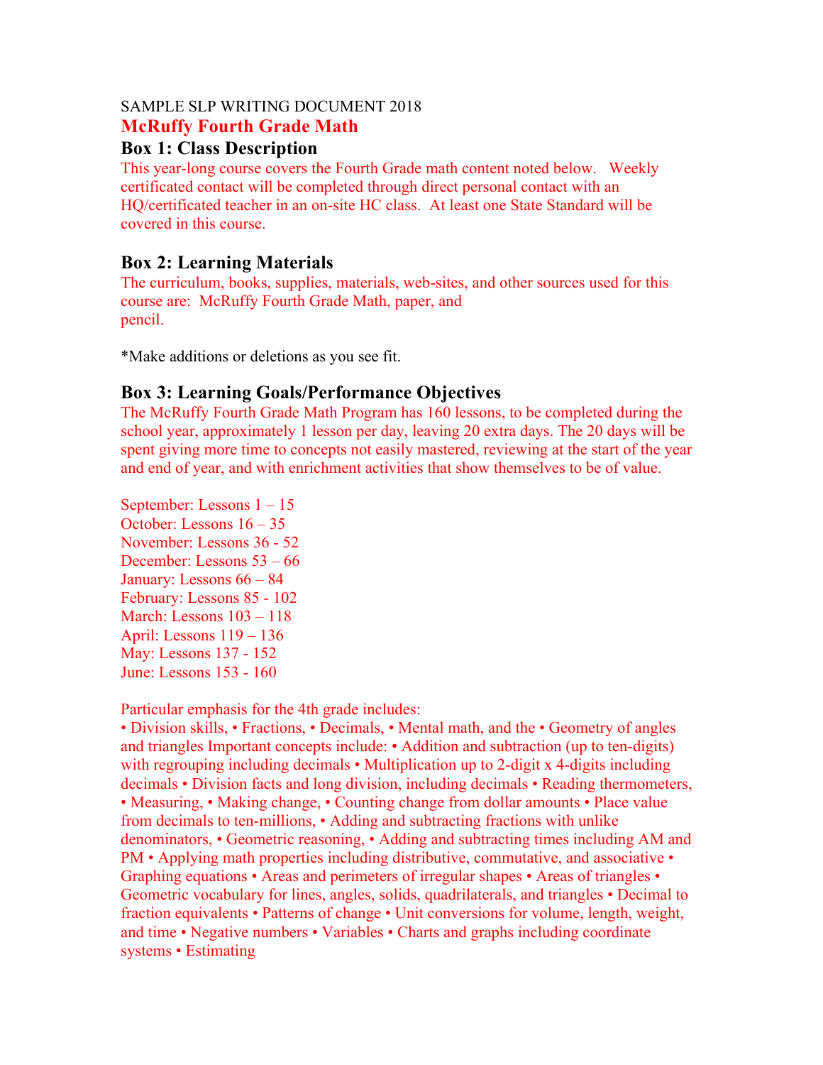SAMPLE SLP WRITING DOCUMENT 2018

# McRuffy Fourth Grade Math

## Box 1: Class Description

This year-long course covers the Fourth Grade math content noted below. Weekly certificated contact will be completed through direct personal contact with an HQ/certificated teacher in an on-site HC class. At least one State Standard will be covered in this course.

## Box 2: Learning Materials

The curriculum, books, supplies, materials, web-sites, and other sources used for this course are: McRuffy Fourth Grade Math, paper, and pencil.

*Make additions or deletions as you see fit.

## Box 3: Learning Goals/Performance Objectives

The McRuffy Fourth Grade Math Program has 160 lessons, to be completed during the school year, approximately 1 lesson per day, leaving 20 extra days. The 20 days will be spent giving more time to concepts not easily mastered, reviewing at the start of the year and end of year, and with enrichment activities that show themselves to be of value.

September: Lessons 1 – 15
October: Lessons 16 – 35
November: Lessons 36 - 52
December: Lessons 53 – 66
January: Lessons 66 – 84
February: Lessons 85 - 102
March: Lessons 103 – 118
April: Lessons 119 – 136
May: Lessons 137 - 152
June: Lessons 153 - 160

Particular emphasis for the 4th grade includes:
• Division skills, • Fractions, • Decimals, • Mental math, and the • Geometry of angles and triangles Important concepts include: • Addition and subtraction (up to ten-digits) with regrouping including decimals • Multiplication up to 2-digit x 4-digits including decimals • Division facts and long division, including decimals • Reading thermometers, • Measuring, • Making change, • Counting change from dollar amounts • Place value from decimals to ten-millions, • Adding and subtracting fractions with unlike denominators, • Geometric reasoning, • Adding and subtracting times including AM and PM • Applying math properties including distributive, commutative, and associative • Graphing equations • Areas and perimeters of irregular shapes • Areas of triangles • Geometric vocabulary for lines, angles, solids, quadrilaterals, and triangles • Decimal to fraction equivalents • Patterns of change • Unit conversions for volume, length, weight, and time • Negative numbers • Variables • Charts and graphs including coordinate systems • Estimating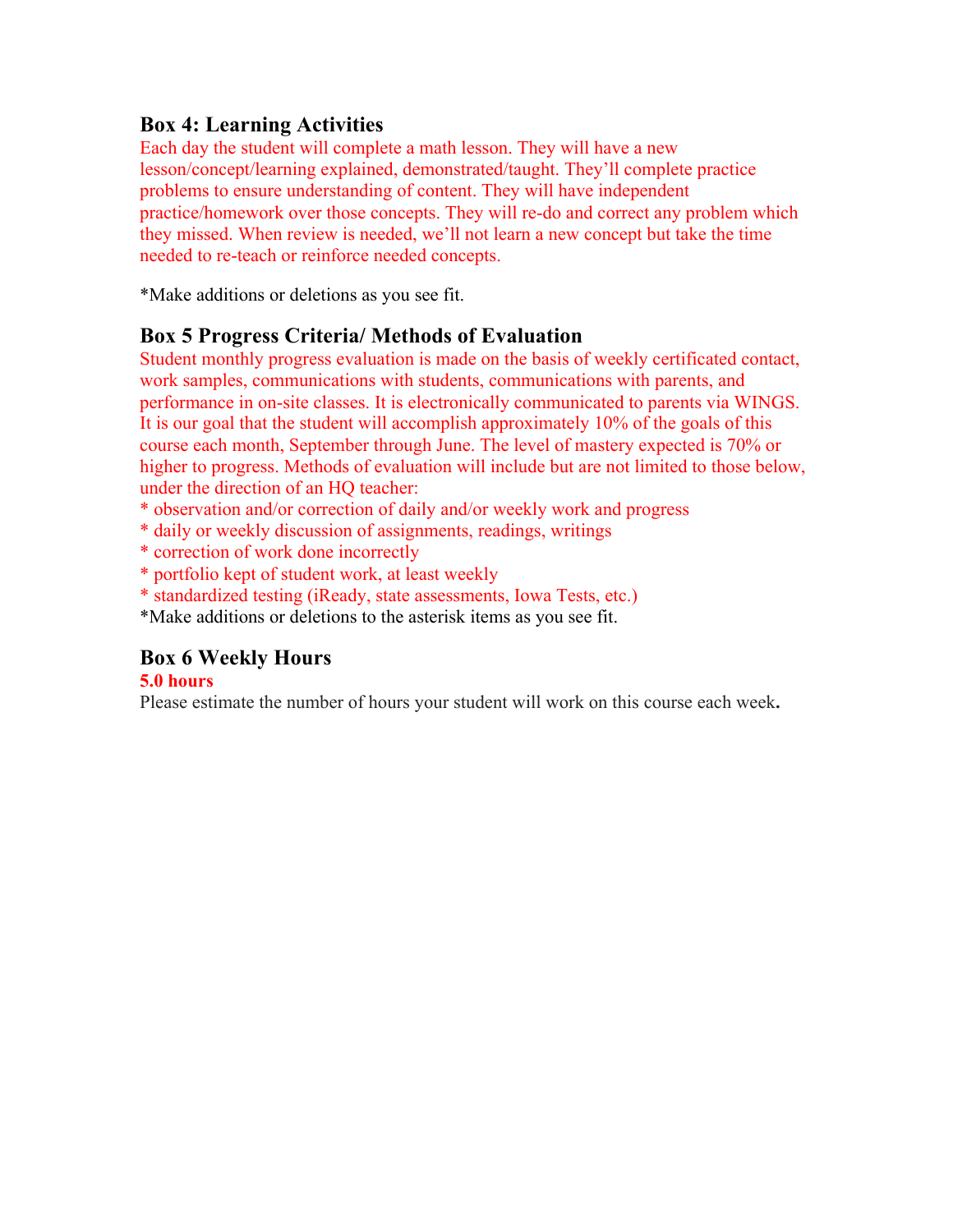## Box 4: Learning Activities

Each day the student will complete a math lesson. They will have a new lesson/concept/learning explained, demonstrated/taught. They'll complete practice problems to ensure understanding of content. They will have independent practice/homework over those concepts. They will re-do and correct any problem which they missed. When review is needed, we'll not learn a new concept but take the time needed to re-teach or reinforce needed concepts.

*Make additions or deletions as you see fit.

## Box 5 Progress Criteria/ Methods of Evaluation

Student monthly progress evaluation is made on the basis of weekly certificated contact, work samples, communications with students, communications with parents, and performance in on-site classes. It is electronically communicated to parents via WINGS. It is our goal that the student will accomplish approximately 10% of the goals of this course each month, September through June. The level of mastery expected is 70% or higher to progress. Methods of evaluation will include but are not limited to those below, under the direction of an HQ teacher:

* observation and/or correction of daily and/or weekly work and progress
* daily or weekly discussion of assignments, readings, writings
* correction of work done incorrectly
* portfolio kept of student work, at least weekly
* standardized testing (iReady, state assessments, Iowa Tests, etc.)

*Make additions or deletions to the asterisk items as you see fit.

## Box 6 Weekly Hours

**5.0 hours**

Please estimate the number of hours your student will work on this course each week**.**